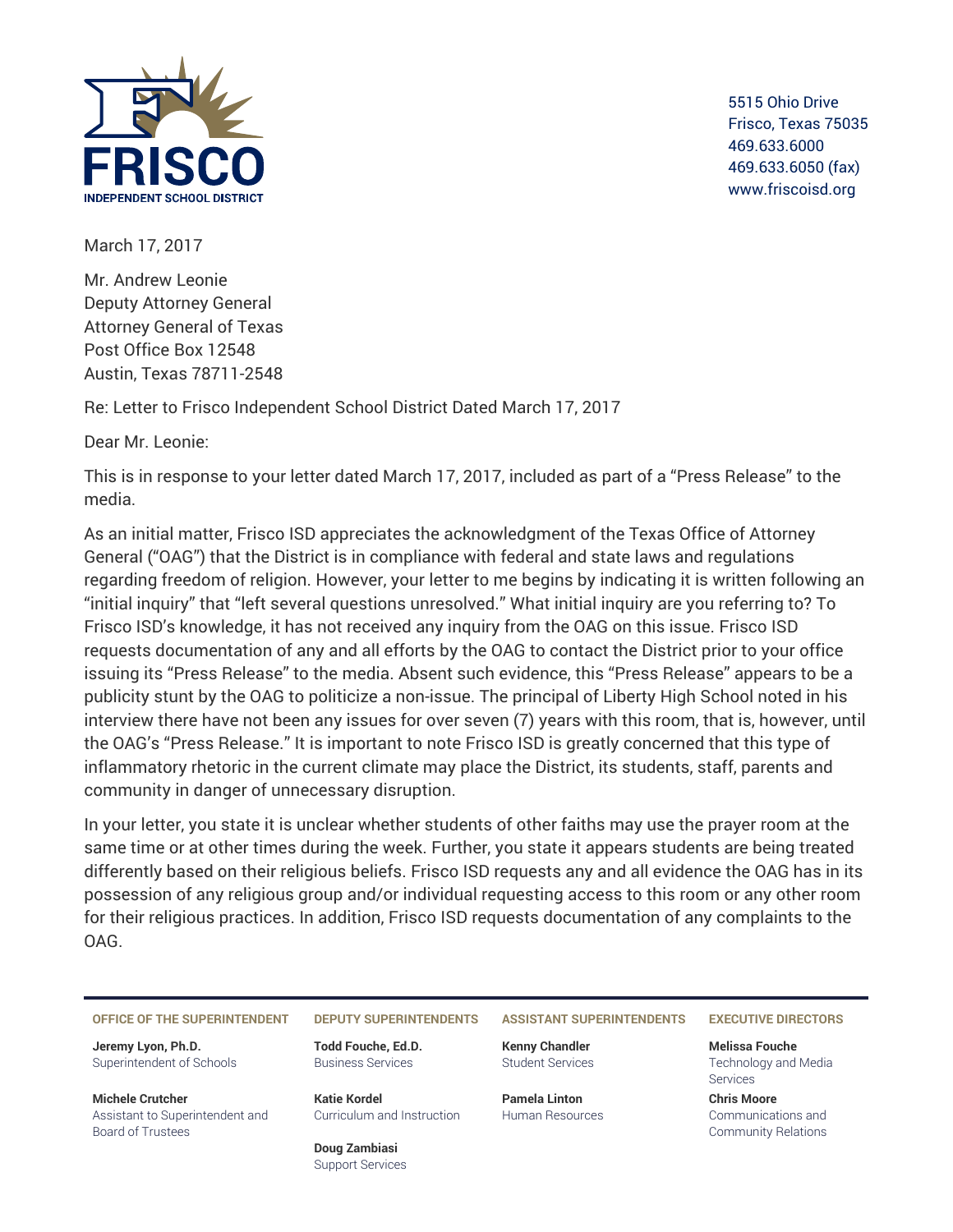**FRISCO**
INDEPENDENT SCHOOL DISTRICT

5515 Ohio Drive
Frisco, Texas 75035
469.633.6000
469.633.6050 (fax)
www.friscoisd.org

March 17, 2017

Mr. Andrew Leonie
Deputy Attorney General
Attorney General of Texas
Post Office Box 12548
Austin, Texas 78711-2548

Re: Letter to Frisco Independent School District Dated March 17, 2017

Dear Mr. Leonie:

This is in response to your letter dated March 17, 2017, included as part of a "Press Release" to the media.

As an initial matter, Frisco ISD appreciates the acknowledgment of the Texas Office of Attorney General ("OAG") that the District is in compliance with federal and state laws and regulations regarding freedom of religion. However, your letter to me begins by indicating it is written following an "initial inquiry" that "left several questions unresolved." What initial inquiry are you referring to? To Frisco ISD's knowledge, it has not received any inquiry from the OAG on this issue. Frisco ISD requests documentation of any and all efforts by the OAG to contact the District prior to your office issuing its "Press Release" to the media. Absent such evidence, this "Press Release" appears to be a publicity stunt by the OAG to politicize a non-issue. The principal of Liberty High School noted in his interview there have not been any issues for over seven (7) years with this room, that is, however, until the OAG's "Press Release." It is important to note Frisco ISD is greatly concerned that this type of inflammatory rhetoric in the current climate may place the District, its students, staff, parents and community in danger of unnecessary disruption.

In your letter, you state it is unclear whether students of other faiths may use the prayer room at the same time or at other times during the week. Further, you state it appears students are being treated differently based on their religious beliefs. Frisco ISD requests any and all evidence the OAG has in its possession of any religious group and/or individual requesting access to this room or any other room for their religious practices. In addition, Frisco ISD requests documentation of any complaints to the OAG.

---

**OFFICE OF THE SUPERINTENDENT**

**Jeremy Lyon, Ph.D.**
Superintendent of Schools

**Michele Crutcher**
Assistant to Superintendent and Board of Trustees

**DEPUTY SUPERINTENDENTS**

**Todd Fouche, Ed.D.**
Business Services

**Katie Kordel**
Curriculum and Instruction

**Doug Zambiasi**
Support Services

**ASSISTANT SUPERINTENDENTS**

**Kenny Chandler**
Student Services

**Pamela Linton**
Human Resources

**EXECUTIVE DIRECTORS**

**Melissa Fouche**
Technology and Media Services

**Chris Moore**
Communications and Community Relations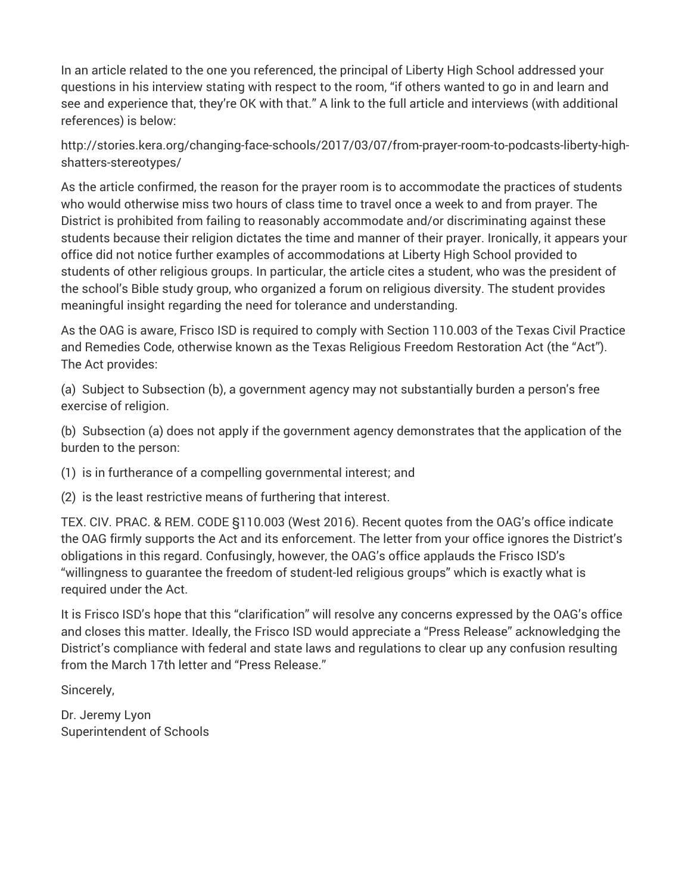In an article related to the one you referenced, the principal of Liberty High School addressed your questions in his interview stating with respect to the room, "if others wanted to go in and learn and see and experience that, they're OK with that." A link to the full article and interviews (with additional references) is below:

http://stories.kera.org/changing-face-schools/2017/03/07/from-prayer-room-to-podcasts-liberty-high-shatters-stereotypes/

As the article confirmed, the reason for the prayer room is to accommodate the practices of students who would otherwise miss two hours of class time to travel once a week to and from prayer. The District is prohibited from failing to reasonably accommodate and/or discriminating against these students because their religion dictates the time and manner of their prayer. Ironically, it appears your office did not notice further examples of accommodations at Liberty High School provided to students of other religious groups. In particular, the article cites a student, who was the president of the school's Bible study group, who organized a forum on religious diversity. The student provides meaningful insight regarding the need for tolerance and understanding.

As the OAG is aware, Frisco ISD is required to comply with Section 110.003 of the Texas Civil Practice and Remedies Code, otherwise known as the Texas Religious Freedom Restoration Act (the "Act"). The Act provides:

(a) Subject to Subsection (b), a government agency may not substantially burden a person's free exercise of religion.

(b) Subsection (a) does not apply if the government agency demonstrates that the application of the burden to the person:

(1) is in furtherance of a compelling governmental interest; and

(2) is the least restrictive means of furthering that interest.

TEX. CIV. PRAC. & REM. CODE §110.003 (West 2016). Recent quotes from the OAG's office indicate the OAG firmly supports the Act and its enforcement. The letter from your office ignores the District's obligations in this regard. Confusingly, however, the OAG's office applauds the Frisco ISD's "willingness to guarantee the freedom of student-led religious groups" which is exactly what is required under the Act.

It is Frisco ISD's hope that this "clarification" will resolve any concerns expressed by the OAG's office and closes this matter. Ideally, the Frisco ISD would appreciate a "Press Release" acknowledging the District's compliance with federal and state laws and regulations to clear up any confusion resulting from the March 17th letter and "Press Release."

Sincerely,

Dr. Jeremy Lyon
Superintendent of Schools